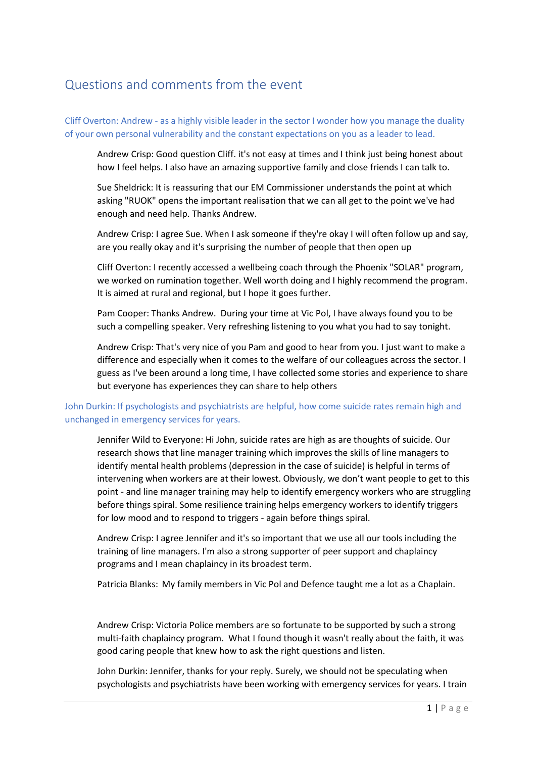## Questions and comments from the event

### Cliff Overton: Andrew - as a highly visible leader in the sector I wonder how you manage the duality of your own personal vulnerability and the constant expectations on you as a leader to lead.

Andrew Crisp: Good question Cliff. it's not easy at times and I think just being honest about how I feel helps. I also have an amazing supportive family and close friends I can talk to.

Sue Sheldrick: It is reassuring that our EM Commissioner understands the point at which asking "RUOK" opens the important realisation that we can all get to the point we've had enough and need help. Thanks Andrew.

Andrew Crisp: I agree Sue. When I ask someone if they're okay I will often follow up and say, are you really okay and it's surprising the number of people that then open up

Cliff Overton: I recently accessed a wellbeing coach through the Phoenix "SOLAR" program, we worked on rumination together. Well worth doing and I highly recommend the program. It is aimed at rural and regional, but I hope it goes further.

Pam Cooper: Thanks Andrew. During your time at Vic Pol, I have always found you to be such a compelling speaker. Very refreshing listening to you what you had to say tonight.

Andrew Crisp: That's very nice of you Pam and good to hear from you. I just want to make a difference and especially when it comes to the welfare of our colleagues across the sector. I guess as I've been around a long time, I have collected some stories and experience to share but everyone has experiences they can share to help others

### John Durkin: If psychologists and psychiatrists are helpful, how come suicide rates remain high and unchanged in emergency services for years.

Jennifer Wild to Everyone: Hi John, suicide rates are high as are thoughts of suicide. Our research shows that line manager training which improves the skills of line managers to identify mental health problems (depression in the case of suicide) is helpful in terms of intervening when workers are at their lowest. Obviously, we don't want people to get to this point - and line manager training may help to identify emergency workers who are struggling before things spiral. Some resilience training helps emergency workers to identify triggers for low mood and to respond to triggers - again before things spiral.

Andrew Crisp: I agree Jennifer and it's so important that we use all our tools including the training of line managers. I'm also a strong supporter of peer support and chaplaincy programs and I mean chaplaincy in its broadest term.

Patricia Blanks: My family members in Vic Pol and Defence taught me a lot as a Chaplain.

Andrew Crisp: Victoria Police members are so fortunate to be supported by such a strong multi-faith chaplaincy program. What I found though it wasn't really about the faith, it was good caring people that knew how to ask the right questions and listen.

John Durkin: Jennifer, thanks for your reply. Surely, we should not be speculating when psychologists and psychiatrists have been working with emergency services for years. I train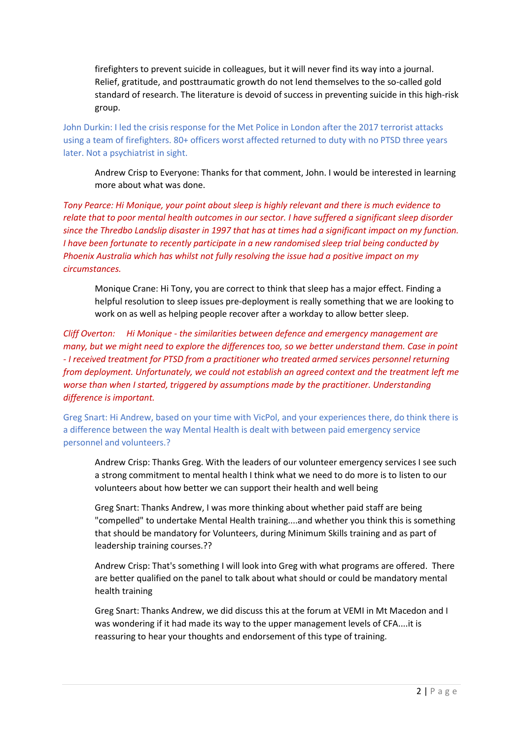firefighters to prevent suicide in colleagues, but it will never find its way into a journal. Relief, gratitude, and posttraumatic growth do not lend themselves to the so-called gold standard of research. The literature is devoid of success in preventing suicide in this high-risk group.

John Durkin: I led the crisis response for the Met Police in London after the 2017 terrorist attacks using a team of firefighters. 80+ officers worst affected returned to duty with no PTSD three years later. Not a psychiatrist in sight.

Andrew Crisp to Everyone: Thanks for that comment, John. I would be interested in learning more about what was done.

*Tony Pearce: Hi Monique, your point about sleep is highly relevant and there is much evidence to relate that to poor mental health outcomes in our sector. I have suffered a significant sleep disorder since the Thredbo Landslip disaster in 1997 that has at times had a significant impact on my function. I have been fortunate to recently participate in a new randomised sleep trial being conducted by Phoenix Australia which has whilst not fully resolving the issue had a positive impact on my circumstances.*

Monique Crane: Hi Tony, you are correct to think that sleep has a major effect. Finding a helpful resolution to sleep issues pre-deployment is really something that we are looking to work on as well as helping people recover after a workday to allow better sleep.

*Cliff Overton: Hi Monique - the similarities between defence and emergency management are many, but we might need to explore the differences too, so we better understand them. Case in point - I received treatment for PTSD from a practitioner who treated armed services personnel returning from deployment. Unfortunately, we could not establish an agreed context and the treatment left me worse than when I started, triggered by assumptions made by the practitioner. Understanding difference is important.*

Greg Snart: Hi Andrew, based on your time with VicPol, and your experiences there, do think there is a difference between the way Mental Health is dealt with between paid emergency service personnel and volunteers.?

Andrew Crisp: Thanks Greg. With the leaders of our volunteer emergency services I see such a strong commitment to mental health I think what we need to do more is to listen to our volunteers about how better we can support their health and well being

Greg Snart: Thanks Andrew, I was more thinking about whether paid staff are being "compelled" to undertake Mental Health training....and whether you think this is something that should be mandatory for Volunteers, during Minimum Skills training and as part of leadership training courses.??

Andrew Crisp: That's something I will look into Greg with what programs are offered. There are better qualified on the panel to talk about what should or could be mandatory mental health training

Greg Snart: Thanks Andrew, we did discuss this at the forum at VEMI in Mt Macedon and I was wondering if it had made its way to the upper management levels of CFA....it is reassuring to hear your thoughts and endorsement of this type of training.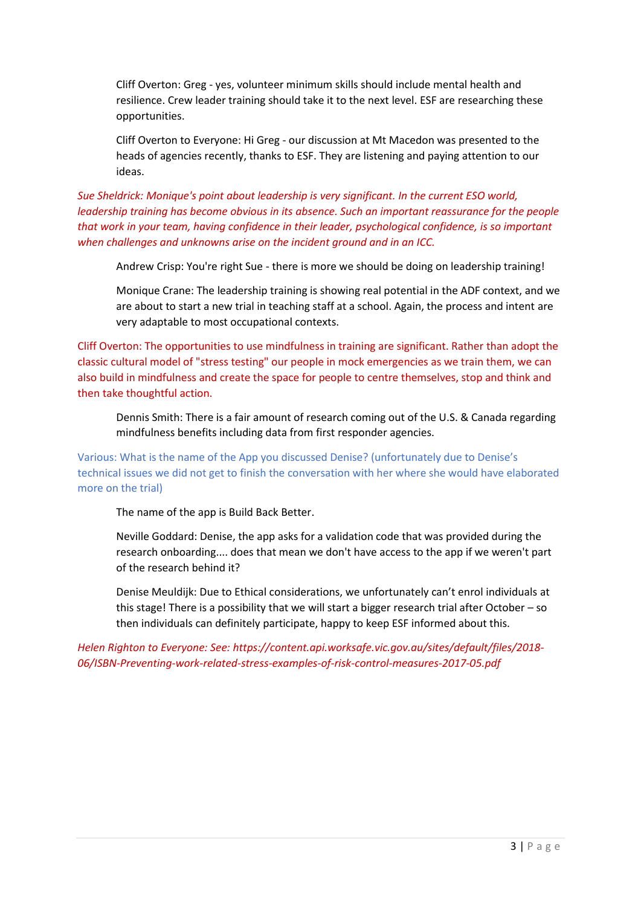Cliff Overton: Greg - yes, volunteer minimum skills should include mental health and resilience. Crew leader training should take it to the next level. ESF are researching these opportunities.

Cliff Overton to Everyone: Hi Greg - our discussion at Mt Macedon was presented to the heads of agencies recently, thanks to ESF. They are listening and paying attention to our ideas.

*Sue Sheldrick: Monique's point about leadership is very significant. In the current ESO world, leadership training has become obvious in its absence. Such an important reassurance for the people that work in your team, having confidence in their leader, psychological confidence, is so important when challenges and unknowns arise on the incident ground and in an ICC.*

Andrew Crisp: You're right Sue - there is more we should be doing on leadership training!

Monique Crane: The leadership training is showing real potential in the ADF context, and we are about to start a new trial in teaching staff at a school. Again, the process and intent are very adaptable to most occupational contexts.

Cliff Overton: The opportunities to use mindfulness in training are significant. Rather than adopt the classic cultural model of "stress testing" our people in mock emergencies as we train them, we can also build in mindfulness and create the space for people to centre themselves, stop and think and then take thoughtful action.

Dennis Smith: There is a fair amount of research coming out of the U.S. & Canada regarding mindfulness benefits including data from first responder agencies.

Various: What is the name of the App you discussed Denise? (unfortunately due to Denise's technical issues we did not get to finish the conversation with her where she would have elaborated more on the trial)

The name of the app is Build Back Better.

Neville Goddard: Denise, the app asks for a validation code that was provided during the research onboarding.... does that mean we don't have access to the app if we weren't part of the research behind it?

Denise Meuldijk: Due to Ethical considerations, we unfortunately can't enrol individuals at this stage! There is a possibility that we will start a bigger research trial after October – so then individuals can definitely participate, happy to keep ESF informed about this.

*Helen Righton to Everyone: See: https://content.api.worksafe.vic.gov.au/sites/default/files/2018-06/ISBN-Preventing-work-related-stress-examples-of-risk-control-measures-2017-05.pdf*